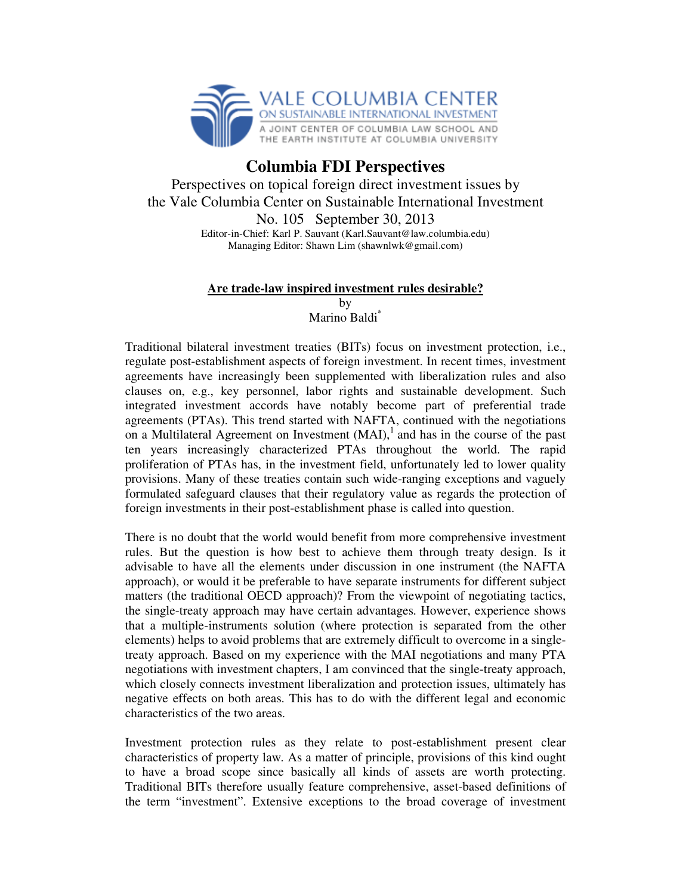VALE COLUMBIA CENTER
ON SUSTAINABLE INTERNATIONAL INVESTMENT
A JOINT CENTER OF COLUMBIA LAW SCHOOL AND THE EARTH INSTITUTE AT COLUMBIA UNIVERSITY

# Columbia FDI Perspectives

Perspectives on topical foreign direct investment issues by the Vale Columbia Center on Sustainable International Investment

No. 105 September 30, 2013

Editor-in-Chief: Karl P. Sauvant (Karl.Sauvant@law.columbia.edu)
Managing Editor: Shawn Lim (shawnlwk@gmail.com)

## Are trade-law inspired investment rules desirable?

by
Marino Baldi[*]

Traditional bilateral investment treaties (BITs) focus on investment protection, i.e., regulate post-establishment aspects of foreign investment. In recent times, investment agreements have increasingly been supplemented with liberalization rules and also clauses on, e.g., key personnel, labor rights and sustainable development. Such integrated investment accords have notably become part of preferential trade agreements (PTAs). This trend started with NAFTA, continued with the negotiations on a Multilateral Agreement on Investment (MAI),[1] and has in the course of the past ten years increasingly characterized PTAs throughout the world. The rapid proliferation of PTAs has, in the investment field, unfortunately led to lower quality provisions. Many of these treaties contain such wide-ranging exceptions and vaguely formulated safeguard clauses that their regulatory value as regards the protection of foreign investments in their post-establishment phase is called into question.

There is no doubt that the world would benefit from more comprehensive investment rules. But the question is how best to achieve them through treaty design. Is it advisable to have all the elements under discussion in one instrument (the NAFTA approach), or would it be preferable to have separate instruments for different subject matters (the traditional OECD approach)? From the viewpoint of negotiating tactics, the single-treaty approach may have certain advantages. However, experience shows that a multiple-instruments solution (where protection is separated from the other elements) helps to avoid problems that are extremely difficult to overcome in a single-treaty approach. Based on my experience with the MAI negotiations and many PTA negotiations with investment chapters, I am convinced that the single-treaty approach, which closely connects investment liberalization and protection issues, ultimately has negative effects on both areas. This has to do with the different legal and economic characteristics of the two areas.

Investment protection rules as they relate to post-establishment present clear characteristics of property law. As a matter of principle, provisions of this kind ought to have a broad scope since basically all kinds of assets are worth protecting. Traditional BITs therefore usually feature comprehensive, asset-based definitions of the term "investment". Extensive exceptions to the broad coverage of investment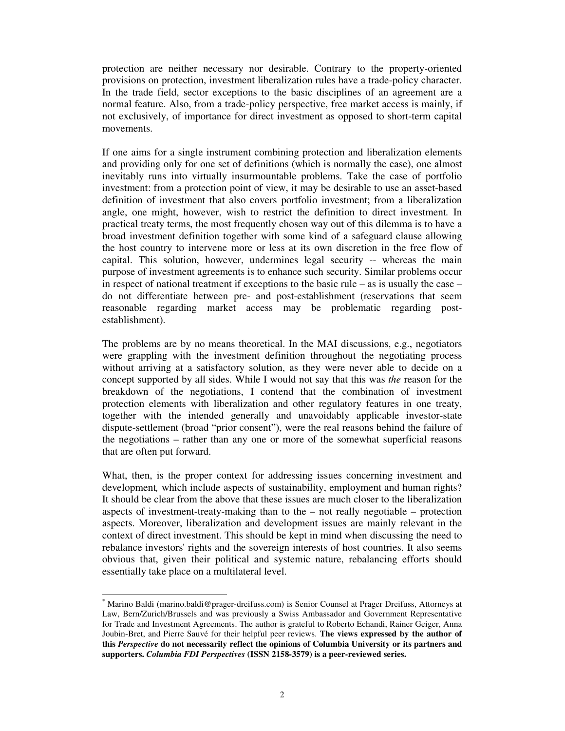protection are neither necessary nor desirable. Contrary to the property-oriented provisions on protection, investment liberalization rules have a trade-policy character. In the trade field, sector exceptions to the basic disciplines of an agreement are a normal feature. Also, from a trade-policy perspective, free market access is mainly, if not exclusively, of importance for direct investment as opposed to short-term capital movements.

If one aims for a single instrument combining protection and liberalization elements and providing only for one set of definitions (which is normally the case), one almost inevitably runs into virtually insurmountable problems. Take the case of portfolio investment: from a protection point of view, it may be desirable to use an asset-based definition of investment that also covers portfolio investment; from a liberalization angle, one might, however, wish to restrict the definition to direct investment. In practical treaty terms, the most frequently chosen way out of this dilemma is to have a broad investment definition together with some kind of a safeguard clause allowing the host country to intervene more or less at its own discretion in the free flow of capital. This solution, however, undermines legal security -- whereas the main purpose of investment agreements is to enhance such security. Similar problems occur in respect of national treatment if exceptions to the basic rule – as is usually the case – do not differentiate between pre- and post-establishment (reservations that seem reasonable regarding market access may be problematic regarding post-establishment).

The problems are by no means theoretical. In the MAI discussions, e.g., negotiators were grappling with the investment definition throughout the negotiating process without arriving at a satisfactory solution, as they were never able to decide on a concept supported by all sides. While I would not say that this was *the* reason for the breakdown of the negotiations, I contend that the combination of investment protection elements with liberalization and other regulatory features in one treaty, together with the intended generally and unavoidably applicable investor-state dispute-settlement (broad "prior consent"), were the real reasons behind the failure of the negotiations – rather than any one or more of the somewhat superficial reasons that are often put forward.

What, then, is the proper context for addressing issues concerning investment and development*,* which include aspects of sustainability, employment and human rights? It should be clear from the above that these issues are much closer to the liberalization aspects of investment-treaty-making than to the – not really negotiable – protection aspects. Moreover, liberalization and development issues are mainly relevant in the context of direct investment. This should be kept in mind when discussing the need to rebalance investors' rights and the sovereign interests of host countries. It also seems obvious that, given their political and systemic nature, rebalancing efforts should essentially take place on a multilateral level.

---

[*] Marino Baldi (marino.baldi@prager-dreifuss.com) is Senior Counsel at Prager Dreifuss, Attorneys at Law, Bern/Zurich/Brussels and was previously a Swiss Ambassador and Government Representative for Trade and Investment Agreements. The author is grateful to Roberto Echandi, Rainer Geiger, Anna Joubin-Bret, and Pierre Sauvé for their helpful peer reviews. **The views expressed by the author of this *Perspective* do not necessarily reflect the opinions of Columbia University or its partners and supporters. *Columbia FDI Perspectives* (ISSN 2158-3579) is a peer-reviewed series.**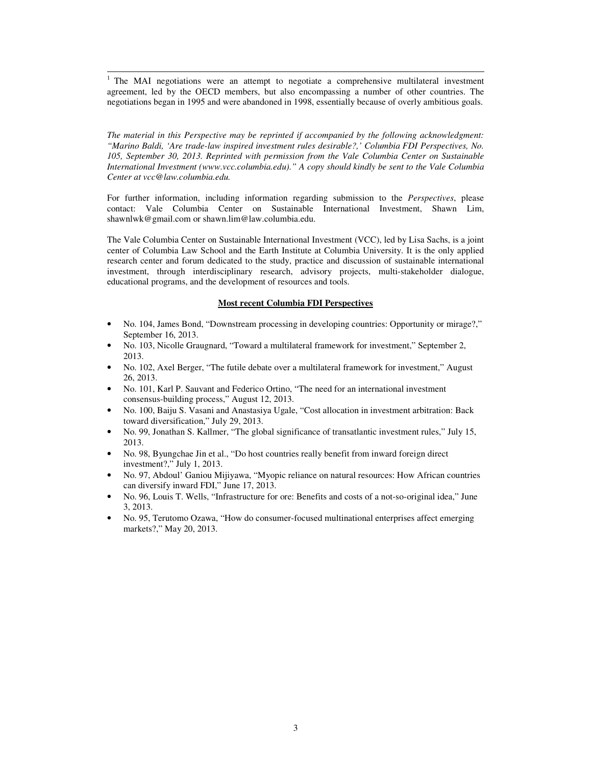[1] The MAI negotiations were an attempt to negotiate a comprehensive multilateral investment agreement, led by the OECD members, but also encompassing a number of other countries. The negotiations began in 1995 and were abandoned in 1998, essentially because of overly ambitious goals.

*The material in this Perspective may be reprinted if accompanied by the following acknowledgment: "Marino Baldi, 'Are trade-law inspired investment rules desirable?,' Columbia FDI Perspectives, No. 105, September 30, 2013. Reprinted with permission from the Vale Columbia Center on Sustainable International Investment (www.vcc.columbia.edu)." A copy should kindly be sent to the Vale Columbia Center at vcc@law.columbia.edu.*

For further information, including information regarding submission to the *Perspectives*, please contact: Vale Columbia Center on Sustainable International Investment, Shawn Lim, shawnlwk@gmail.com or shawn.lim@law.columbia.edu.

The Vale Columbia Center on Sustainable International Investment (VCC), led by Lisa Sachs, is a joint center of Columbia Law School and the Earth Institute at Columbia University. It is the only applied research center and forum dedicated to the study, practice and discussion of sustainable international investment, through interdisciplinary research, advisory projects, multi-stakeholder dialogue, educational programs, and the development of resources and tools.

## Most recent Columbia FDI Perspectives

- No. 104, James Bond, "Downstream processing in developing countries: Opportunity or mirage?," September 16, 2013.
- No. 103, Nicolle Graugnard, "Toward a multilateral framework for investment," September 2, 2013.
- No. 102, Axel Berger, "The futile debate over a multilateral framework for investment," August 26, 2013.
- No. 101, Karl P. Sauvant and Federico Ortino, "The need for an international investment consensus-building process," August 12, 2013.
- No. 100, Baiju S. Vasani and Anastasiya Ugale, "Cost allocation in investment arbitration: Back toward diversification," July 29, 2013.
- No. 99, Jonathan S. Kallmer, "The global significance of transatlantic investment rules," July 15, 2013.
- No. 98, Byungchae Jin et al., "Do host countries really benefit from inward foreign direct investment?," July 1, 2013.
- No. 97, Abdoul' Ganiou Mijiyawa, "Myopic reliance on natural resources: How African countries can diversify inward FDI," June 17, 2013.
- No. 96, Louis T. Wells, "Infrastructure for ore: Benefits and costs of a not-so-original idea," June 3, 2013.
- No. 95, Terutomo Ozawa, "How do consumer-focused multinational enterprises affect emerging markets?," May 20, 2013.